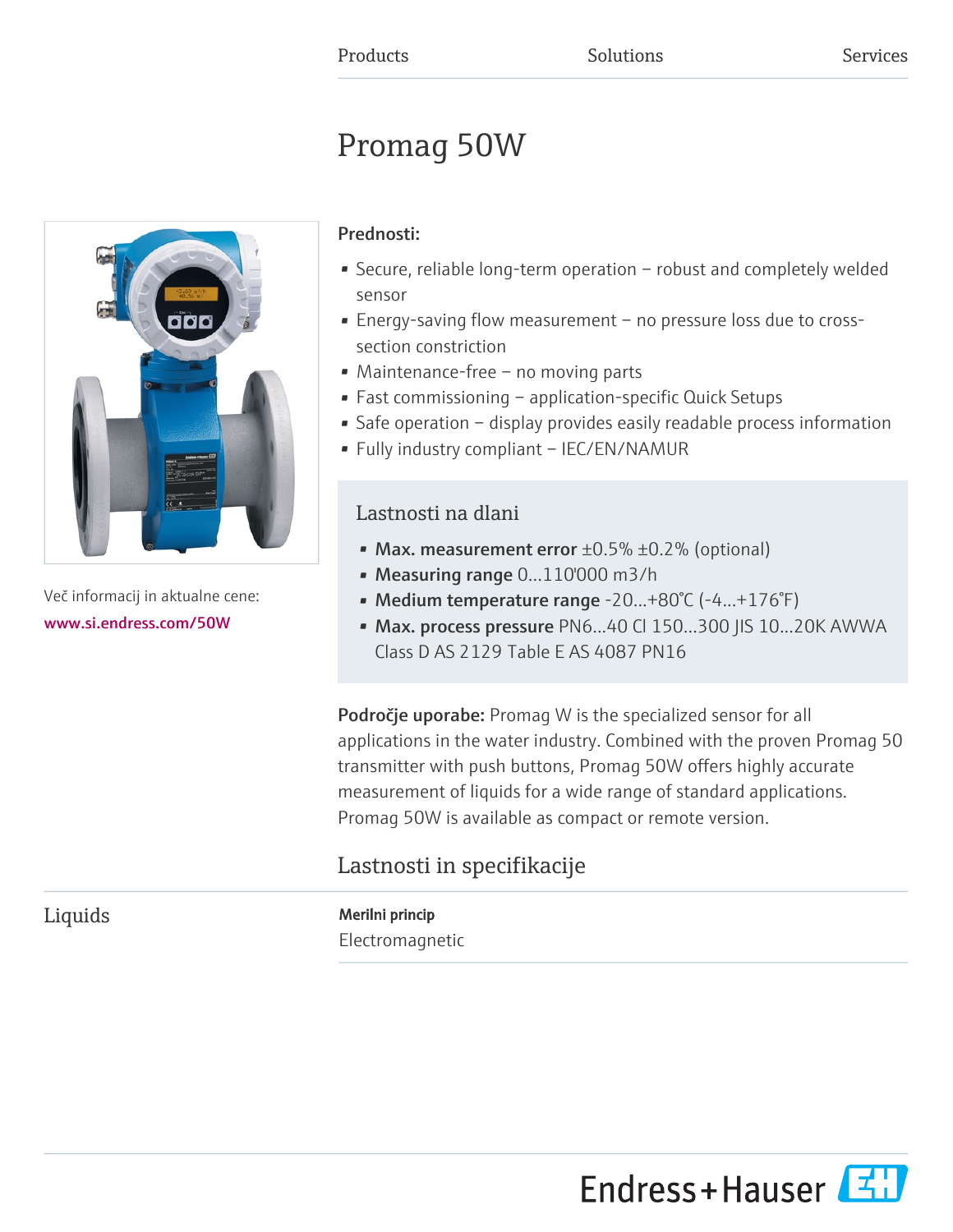Products Solutions Services

# Promag 50W

Več informacij in aktualne cene:

www.si.endress.com/50W

**Prednosti:**

- Secure, reliable long-term operation – robust and completely welded sensor
- Energy-saving flow measurement – no pressure loss due to cross-section constriction
- Maintenance-free – no moving parts
- Fast commissioning – application-specific Quick Setups
- Safe operation – display provides easily readable process information
- Fully industry compliant – IEC/EN/NAMUR

## Lastnosti na dlani

- **Max. measurement error** ±0.5% ±0.2% (optional)
- **Measuring range** 0...110'000 m3/h
- **Medium temperature range** -20...+80°C (-4...+176°F)
- **Max. process pressure** PN6...40 Cl 150...300 JIS 10...20K AWWA Class D AS 2129 Table E AS 4087 PN16

**Področje uporabe:** Promag W is the specialized sensor for all applications in the water industry. Combined with the proven Promag 50 transmitter with push buttons, Promag 50W offers highly accurate measurement of liquids for a wide range of standard applications. Promag 50W is available as compact or remote version.

## Lastnosti in specifikacije

### Liquids

**Merilni princip**

Electromagnetic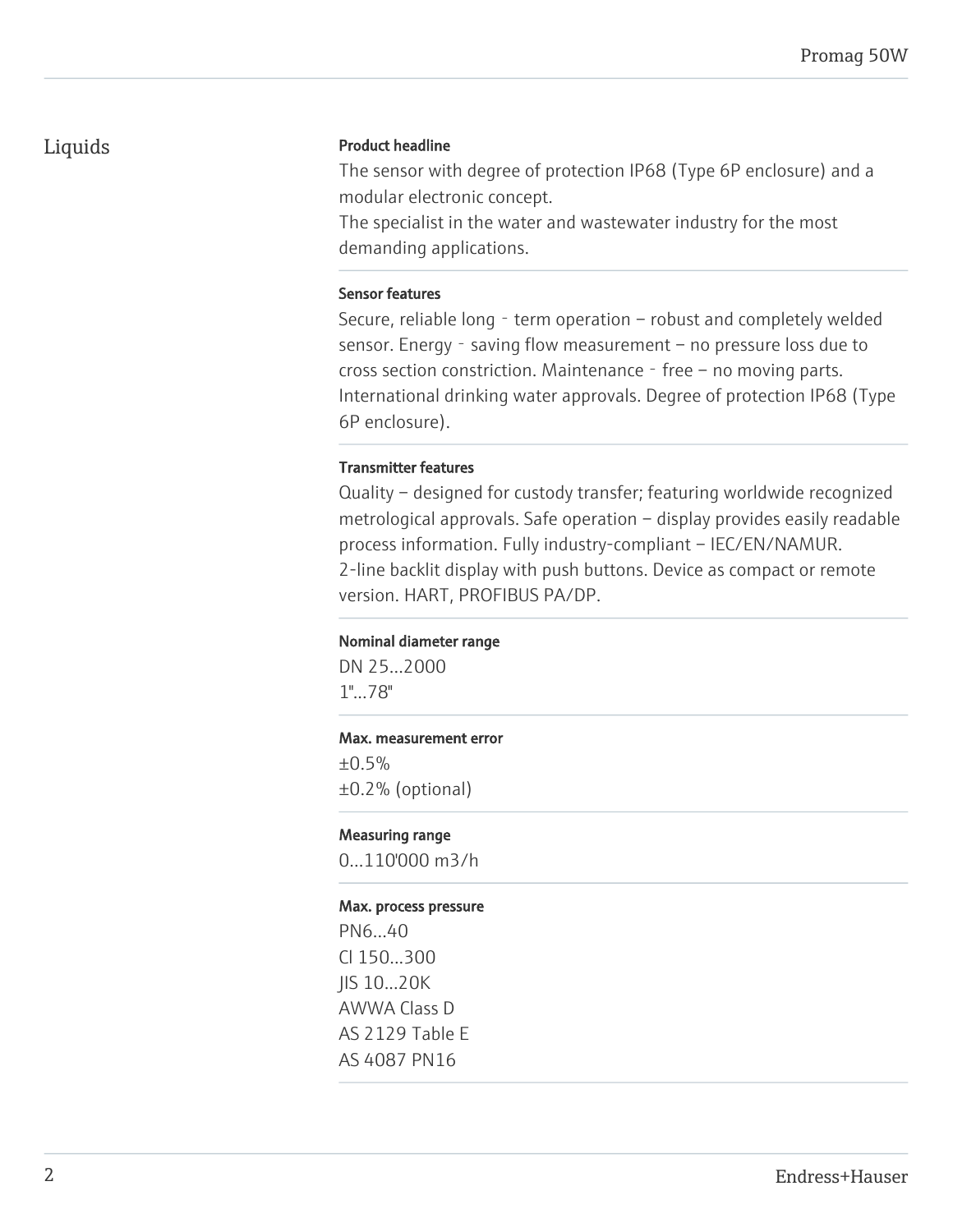## Liquids

**Product headline**

The sensor with degree of protection IP68 (Type 6P enclosure) and a modular electronic concept.
The specialist in the water and wastewater industry for the most demanding applications.

**Sensor features**

Secure, reliable long‐term operation – robust and completely welded sensor. Energy‐saving flow measurement – no pressure loss due to cross section constriction. Maintenance‐free – no moving parts. International drinking water approvals. Degree of protection IP68 (Type 6P enclosure).

**Transmitter features**

Quality – designed for custody transfer; featuring worldwide recognized metrological approvals. Safe operation – display provides easily readable process information. Fully industry-compliant – IEC/EN/NAMUR.
2-line backlit display with push buttons. Device as compact or remote version. HART, PROFIBUS PA/DP.

**Nominal diameter range**

DN 25...2000
1"...78"

**Max. measurement error**

±0.5%
±0.2% (optional)

**Measuring range**

0...110'000 m3/h

**Max. process pressure**

PN6...40
Cl 150...300
JIS 10...20K
AWWA Class D
AS 2129 Table E
AS 4087 PN16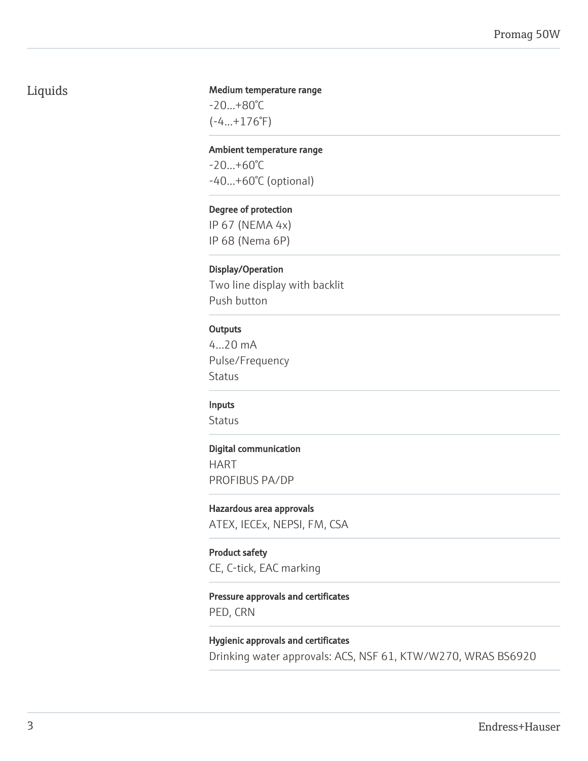## Liquids

**Medium temperature range**

-20...+80°C
(-4...+176°F)

**Ambient temperature range**

-20...+60°C
-40...+60°C (optional)

**Degree of protection**

IP 67 (NEMA 4x)
IP 68 (Nema 6P)

**Display/Operation**

Two line display with backlit
Push button

**Outputs**

4...20 mA
Pulse/Frequency
Status

**Inputs**

Status

**Digital communication**

HART
PROFIBUS PA/DP

**Hazardous area approvals**

ATEX, IECEx, NEPSI, FM, CSA

**Product safety**

CE, C-tick, EAC marking

**Pressure approvals and certificates**

PED, CRN

**Hygienic approvals and certificates**

Drinking water approvals: ACS, NSF 61, KTW/W270, WRAS BS6920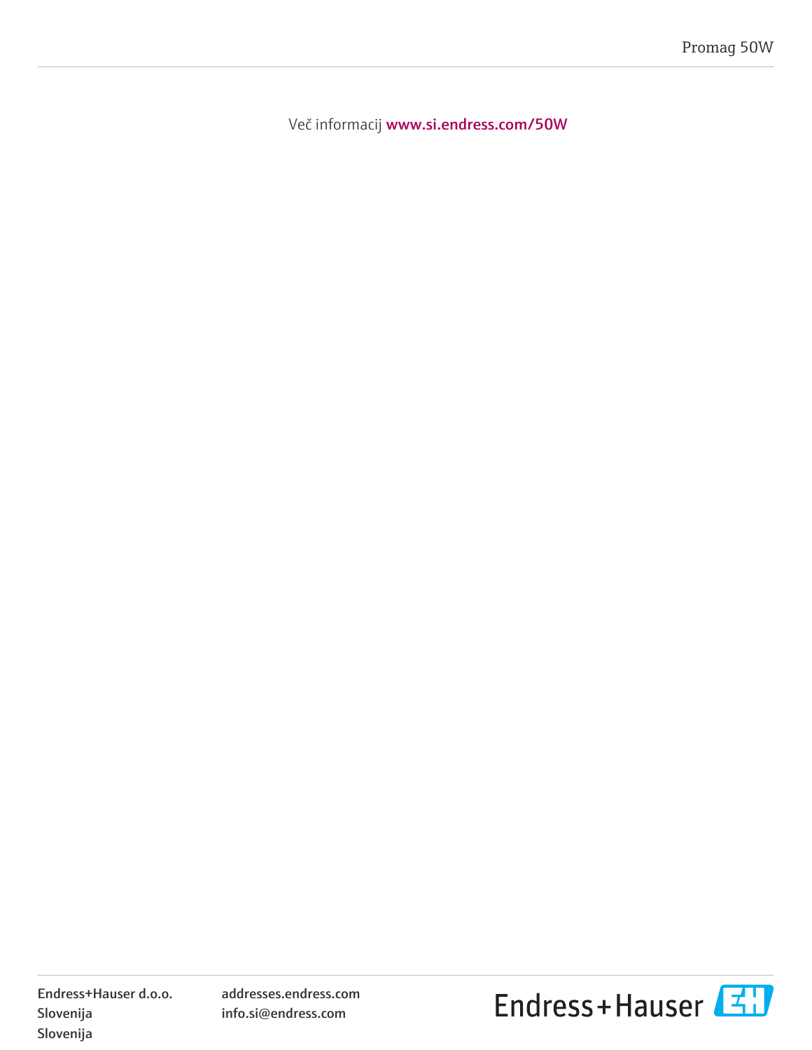Več informacij **www.si.endress.com/50W**

Endress+Hauser d.o.o.
Slovenija
Slovenija

addresses.endress.com
info.si@endress.com

Endress+Hauser